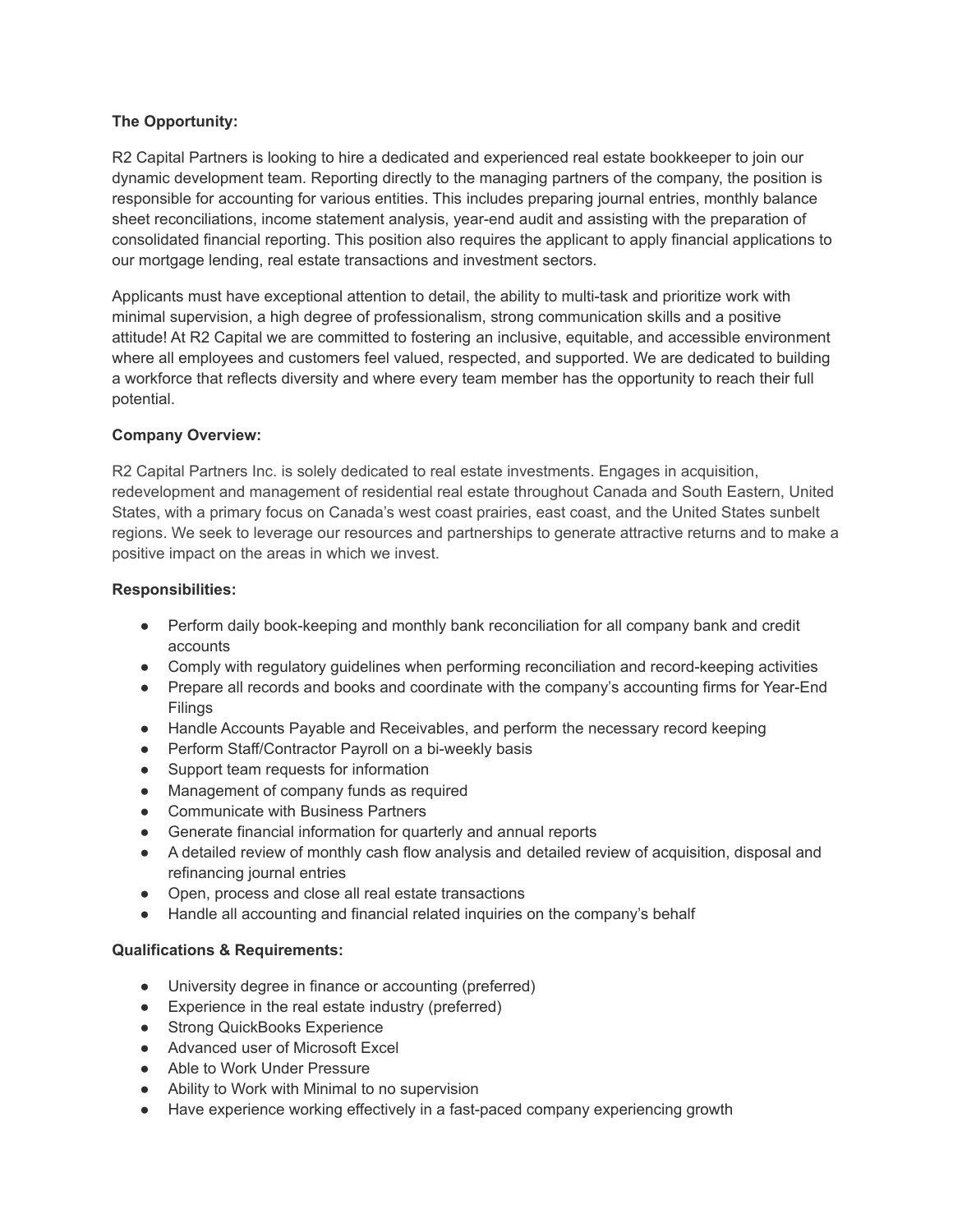**The Opportunity:**

R2 Capital Partners is looking to hire a dedicated and experienced real estate bookkeeper to join our dynamic development team. Reporting directly to the managing partners of the company, the position is responsible for accounting for various entities. This includes preparing journal entries, monthly balance sheet reconciliations, income statement analysis, year-end audit and assisting with the preparation of consolidated financial reporting. This position also requires the applicant to apply financial applications to our mortgage lending, real estate transactions and investment sectors.

Applicants must have exceptional attention to detail, the ability to multi-task and prioritize work with minimal supervision, a high degree of professionalism, strong communication skills and a positive attitude! At R2 Capital we are committed to fostering an inclusive, equitable, and accessible environment where all employees and customers feel valued, respected, and supported. We are dedicated to building a workforce that reflects diversity and where every team member has the opportunity to reach their full potential.

**Company Overview:**

R2 Capital Partners Inc. is solely dedicated to real estate investments. Engages in acquisition, redevelopment and management of residential real estate throughout Canada and South Eastern, United States, with a primary focus on Canada's west coast prairies, east coast, and the United States sunbelt regions. We seek to leverage our resources and partnerships to generate attractive returns and to make a positive impact on the areas in which we invest.

**Responsibilities:**

- Perform daily book-keeping and monthly bank reconciliation for all company bank and credit accounts
- Comply with regulatory guidelines when performing reconciliation and record-keeping activities
- Prepare all records and books and coordinate with the company's accounting firms for Year-End Filings
- Handle Accounts Payable and Receivables, and perform the necessary record keeping
- Perform Staff/Contractor Payroll on a bi-weekly basis
- Support team requests for information
- Management of company funds as required
- Communicate with Business Partners
- Generate financial information for quarterly and annual reports
- A detailed review of monthly cash flow analysis and detailed review of acquisition, disposal and refinancing journal entries
- Open, process and close all real estate transactions
- Handle all accounting and financial related inquiries on the company's behalf

**Qualifications & Requirements:**

- University degree in finance or accounting (preferred)
- Experience in the real estate industry (preferred)
- Strong QuickBooks Experience
- Advanced user of Microsoft Excel
- Able to Work Under Pressure
- Ability to Work with Minimal to no supervision
- Have experience working effectively in a fast-paced company experiencing growth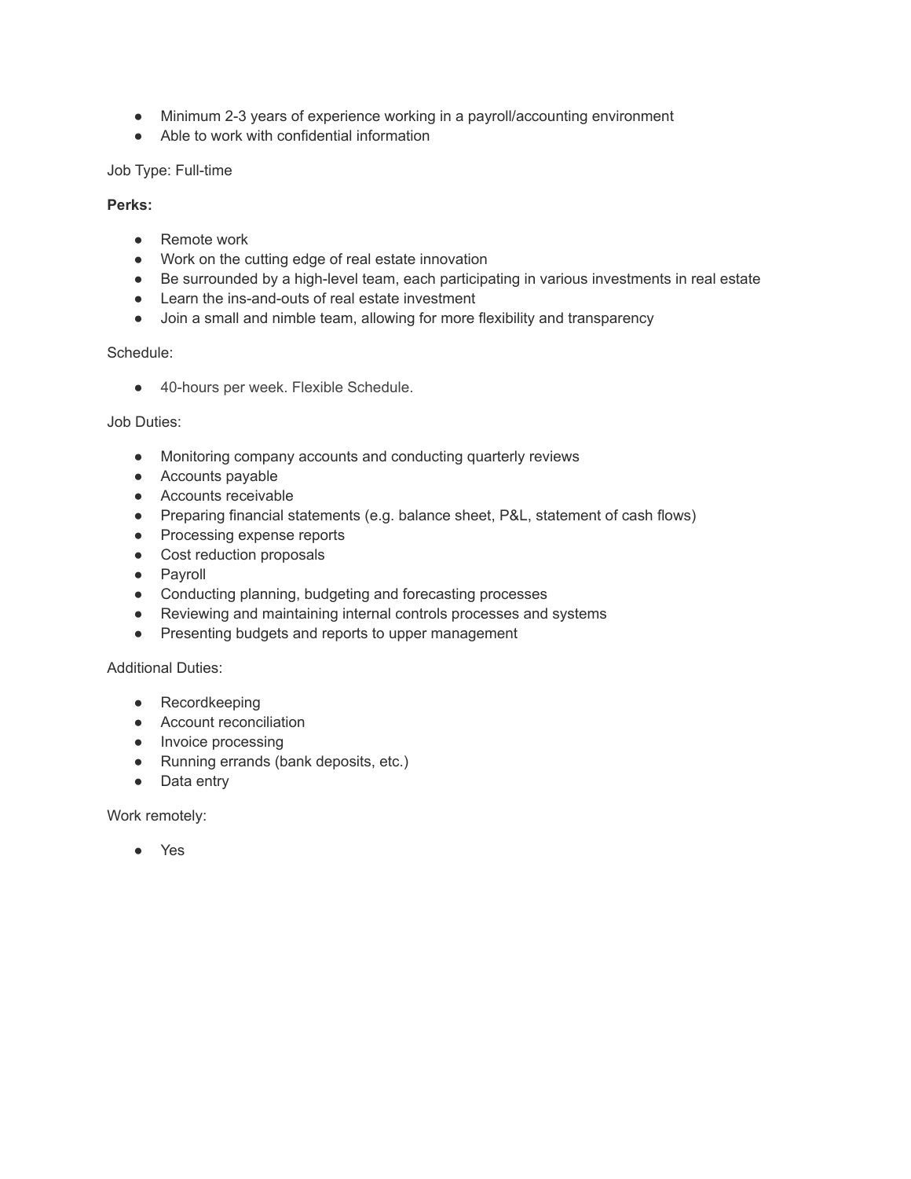- Minimum 2-3 years of experience working in a payroll/accounting environment
- Able to work with confidential information

Job Type: Full-time

**Perks:**

- Remote work
- Work on the cutting edge of real estate innovation
- Be surrounded by a high-level team, each participating in various investments in real estate
- Learn the ins-and-outs of real estate investment
- Join a small and nimble team, allowing for more flexibility and transparency

Schedule:

- 40-hours per week. Flexible Schedule.

Job Duties:

- Monitoring company accounts and conducting quarterly reviews
- Accounts payable
- Accounts receivable
- Preparing financial statements (e.g. balance sheet, P&L, statement of cash flows)
- Processing expense reports
- Cost reduction proposals
- Payroll
- Conducting planning, budgeting and forecasting processes
- Reviewing and maintaining internal controls processes and systems
- Presenting budgets and reports to upper management

Additional Duties:

- Recordkeeping
- Account reconciliation
- Invoice processing
- Running errands (bank deposits, etc.)
- Data entry

Work remotely:

- Yes